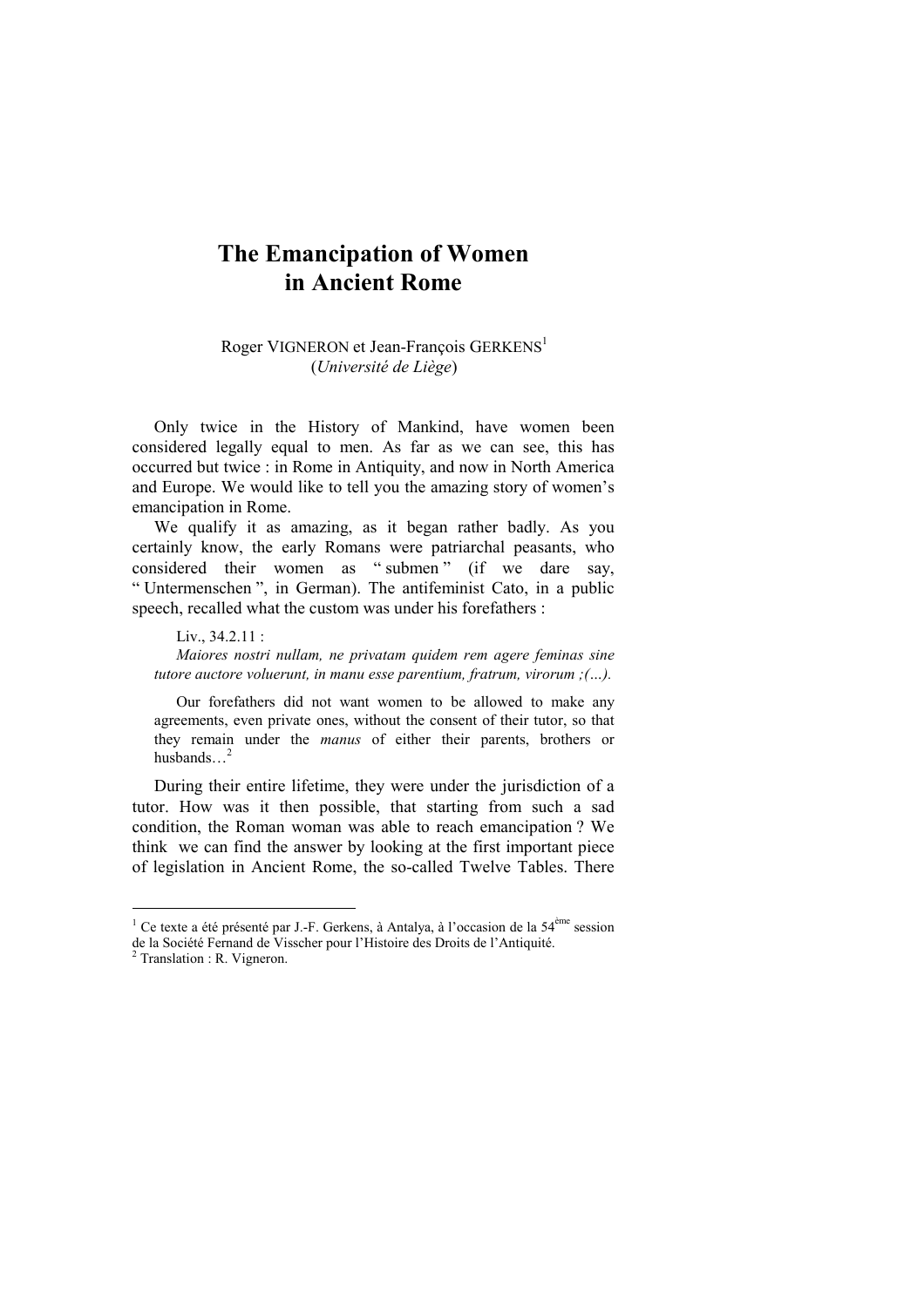# The Emancipation of Women in Ancient Rome

Roger VIGNERON et Jean-François GERKENS[1]
(*Université de Liège*)

Only twice in the History of Mankind, have women been considered legally equal to men. As far as we can see, this has occurred but twice : in Rome in Antiquity, and now in North America and Europe. We would like to tell you the amazing story of women's emancipation in Rome.

We qualify it as amazing, as it began rather badly. As you certainly know, the early Romans were patriarchal peasants, who considered their women as " submen " (if we dare say, " Untermenschen ", in German). The antifeminist Cato, in a public speech, recalled what the custom was under his forefathers :

> Liv., 34.2.11 :
>
> *Maiores nostri nullam, ne privatam quidem rem agere feminas sine tutore auctore voluerunt, in manu esse parentium, fratrum, virorum ;(…).*
>
> Our forefathers did not want women to be allowed to make any agreements, even private ones, without the consent of their tutor, so that they remain under the *manus* of either their parents, brothers or husbands…[2]

During their entire lifetime, they were under the jurisdiction of a tutor. How was it then possible, that starting from such a sad condition, the Roman woman was able to reach emancipation ? We think we can find the answer by looking at the first important piece of legislation in Ancient Rome, the so-called Twelve Tables. There

---

[1] Ce texte a été présenté par J.-F. Gerkens, à Antalya, à l'occasion de la 54ème session de la Société Fernand de Visscher pour l'Histoire des Droits de l'Antiquité.

[2] Translation : R. Vigneron.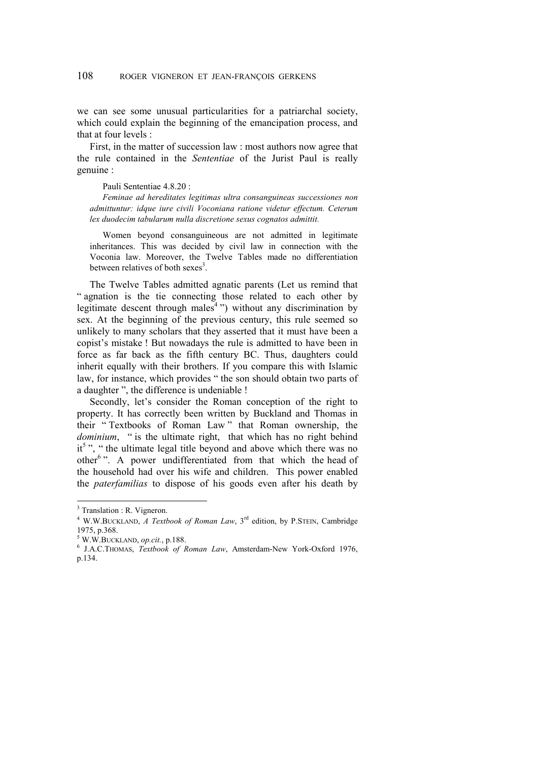we can see some unusual particularities for a patriarchal society, which could explain the beginning of the emancipation process, and that at four levels :

First, in the matter of succession law : most authors now agree that the rule contained in the *Sententiae* of the Jurist Paul is really genuine :

> Pauli Sententiae 4.8.20 :
>
> *Feminae ad hereditates legitimas ultra consanguineas successiones non admittuntur: idque iure civili Voconiana ratione videtur effectum. Ceterum lex duodecim tabularum nulla discretione sexus cognatos admittit.*
>
> Women beyond consanguineous are not admitted in legitimate inheritances. This was decided by civil law in connection with the Voconia law. Moreover, the Twelve Tables made no differentiation between relatives of both sexes[3].

The Twelve Tables admitted agnatic parents (Let us remind that " agnation is the tie connecting those related to each other by legitimate descent through males[4] ") without any discrimination by sex. At the beginning of the previous century, this rule seemed so unlikely to many scholars that they asserted that it must have been a copist's mistake ! But nowadays the rule is admitted to have been in force as far back as the fifth century BC. Thus, daughters could inherit equally with their brothers. If you compare this with Islamic law, for instance, which provides " the son should obtain two parts of a daughter ", the difference is undeniable !

Secondly, let's consider the Roman conception of the right to property. It has correctly been written by Buckland and Thomas in their " Textbooks of Roman Law " that Roman ownership, the *dominium*, " is the ultimate right, that which has no right behind it[5] ", " the ultimate legal title beyond and above which there was no other[6] ". A power undifferentiated from that which the head of the household had over his wife and children. This power enabled the *paterfamilias* to dispose of his goods even after his death by

---

[3] Translation : R. Vigneron.

[4] W.W.Buckland, *A Textbook of Roman Law*, 3rd edition, by P.Stein, Cambridge 1975, p.368.

[5] W.W.Buckland, *op.cit.*, p.188.

[6] J.A.C.Thomas, *Textbook of Roman Law*, Amsterdam-New York-Oxford 1976, p.134.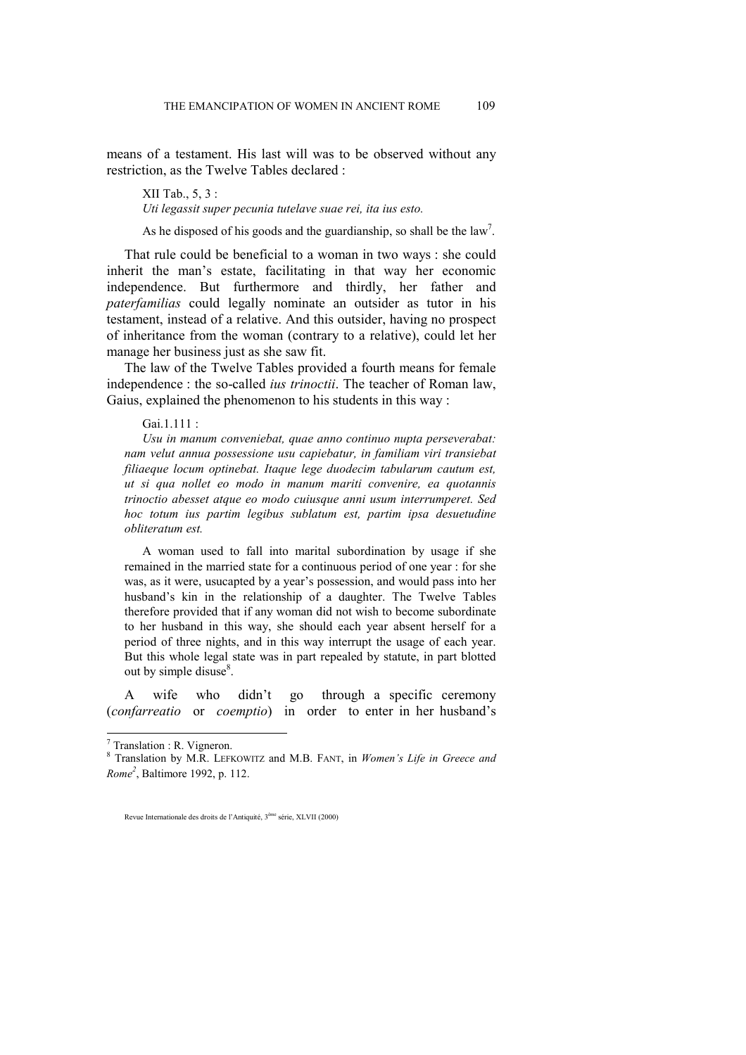means of a testament. His last will was to be observed without any restriction, as the Twelve Tables declared :

> XII Tab., 5, 3 :
> *Uti legassit super pecunia tutelave suae rei, ita ius esto.*
>
> As he disposed of his goods and the guardianship, so shall be the law[7].

That rule could be beneficial to a woman in two ways : she could inherit the man's estate, facilitating in that way her economic independence. But furthermore and thirdly, her father and *paterfamilias* could legally nominate an outsider as tutor in his testament, instead of a relative. And this outsider, having no prospect of inheritance from the woman (contrary to a relative), could let her manage her business just as she saw fit.

The law of the Twelve Tables provided a fourth means for female independence : the so-called *ius trinoctii*. The teacher of Roman law, Gaius, explained the phenomenon to his students in this way :

> Gai.1.111 :
> *Usu in manum conveniebat, quae anno continuo nupta perseverabat: nam velut annua possessione usu capiebatur, in familiam viri transiebat filiaeque locum optinebat. Itaque lege duodecim tabularum cautum est, ut si qua nollet eo modo in manum mariti convenire, ea quotannis trinoctio abesset atque eo modo cuiusque anni usum interrumperet. Sed hoc totum ius partim legibus sublatum est, partim ipsa desuetudine obliteratum est.*
>
> A woman used to fall into marital subordination by usage if she remained in the married state for a continuous period of one year : for she was, as it were, usucapted by a year's possession, and would pass into her husband's kin in the relationship of a daughter. The Twelve Tables therefore provided that if any woman did not wish to become subordinate to her husband in this way, she should each year absent herself for a period of three nights, and in this way interrupt the usage of each year. But this whole legal state was in part repealed by statute, in part blotted out by simple disuse[8].

A wife who didn't go through a specific ceremony (*confarreatio* or *coemptio*) in order to enter in her husband's

---

[7] Translation : R. Vigneron.

[8] Translation by M.R. Lefkowitz and M.B. Fant, in *Women's Life in Greece and Rome*[2], Baltimore 1992, p. 112.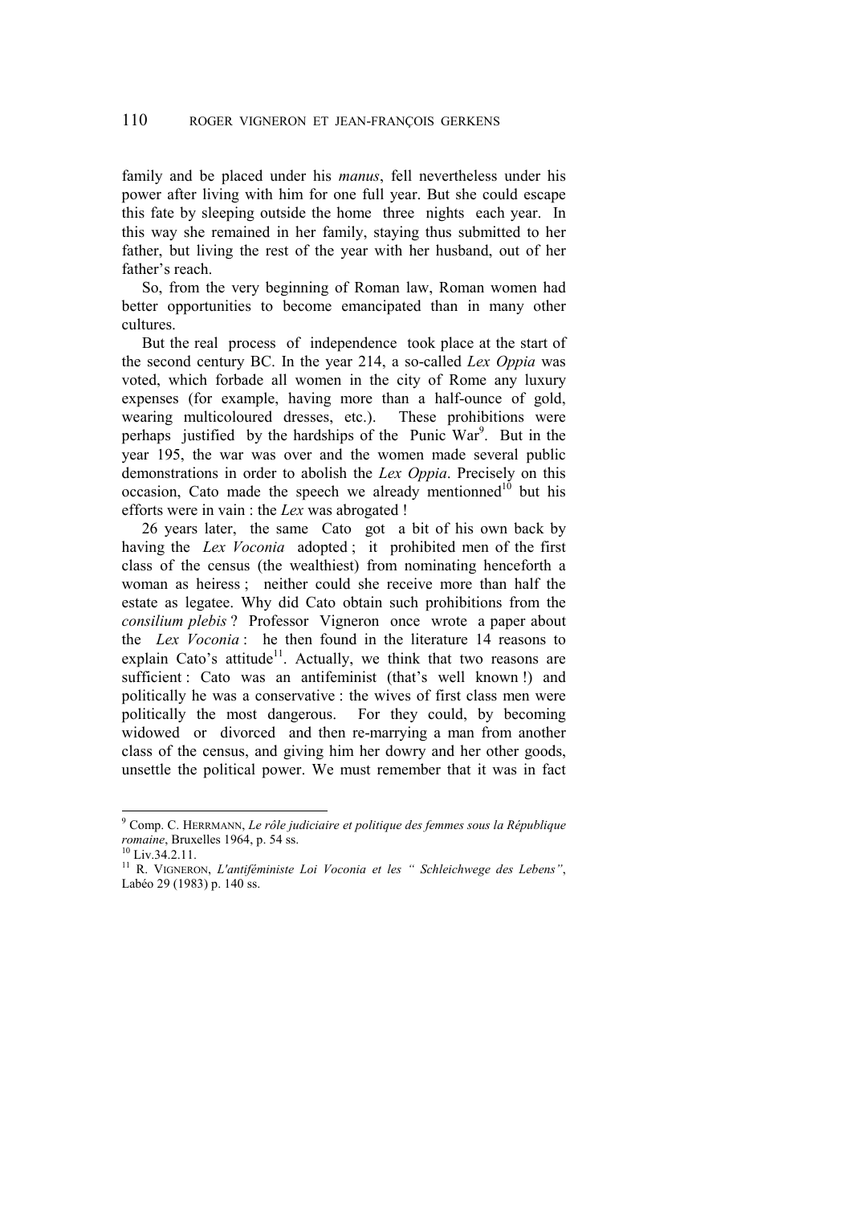family and be placed under his *manus*, fell nevertheless under his power after living with him for one full year. But she could escape this fate by sleeping outside the home three nights each year. In this way she remained in her family, staying thus submitted to her father, but living the rest of the year with her husband, out of her father's reach.

So, from the very beginning of Roman law, Roman women had better opportunities to become emancipated than in many other cultures.

But the real process of independence took place at the start of the second century BC. In the year 214, a so-called *Lex Oppia* was voted, which forbade all women in the city of Rome any luxury expenses (for example, having more than a half-ounce of gold, wearing multicoloured dresses, etc.). These prohibitions were perhaps justified by the hardships of the Punic War[9]. But in the year 195, the war was over and the women made several public demonstrations in order to abolish the *Lex Oppia*. Precisely on this occasion, Cato made the speech we already mentionned[10] but his efforts were in vain : the *Lex* was abrogated !

26 years later, the same Cato got a bit of his own back by having the *Lex Voconia* adopted ; it prohibited men of the first class of the census (the wealthiest) from nominating henceforth a woman as heiress ; neither could she receive more than half the estate as legatee. Why did Cato obtain such prohibitions from the *consilium plebis* ? Professor Vigneron once wrote a paper about the *Lex Voconia* : he then found in the literature 14 reasons to explain Cato's attitude[11]. Actually, we think that two reasons are sufficient : Cato was an antifeminist (that's well known !) and politically he was a conservative : the wives of first class men were politically the most dangerous. For they could, by becoming widowed or divorced and then re-marrying a man from another class of the census, and giving him her dowry and her other goods, unsettle the political power. We must remember that it was in fact

---

[9] Comp. C. HERRMANN, *Le rôle judiciaire et politique des femmes sous la République romaine*, Bruxelles 1964, p. 54 ss.

[10] Liv.34.2.11.

[11] R. VIGNERON, *L'antiféministe Loi Voconia et les " Schleichwege des Lebens"*, Labéo 29 (1983) p. 140 ss.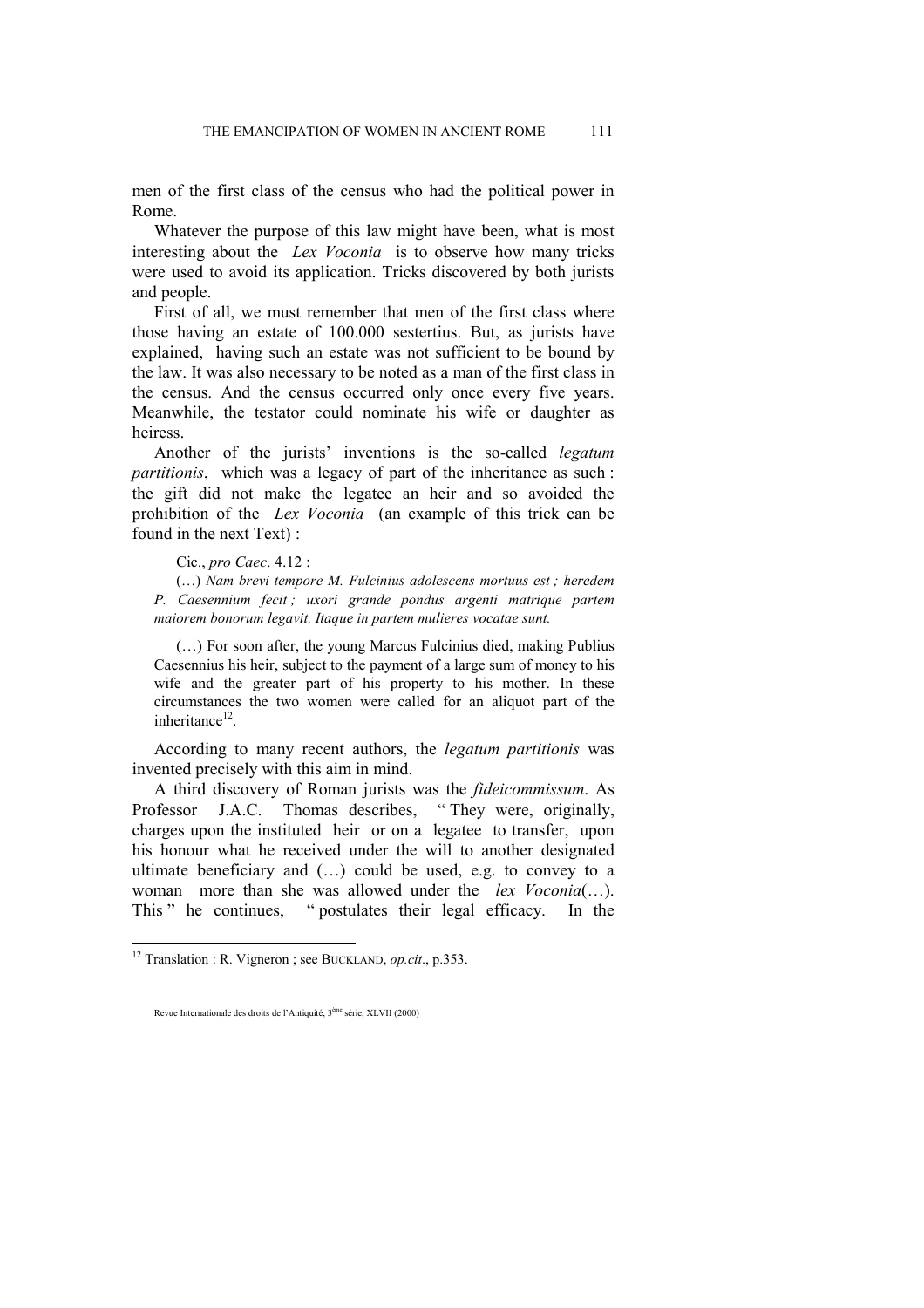men of the first class of the census who had the political power in Rome.

Whatever the purpose of this law might have been, what is most interesting about the *Lex Voconia* is to observe how many tricks were used to avoid its application. Tricks discovered by both jurists and people.

First of all, we must remember that men of the first class where those having an estate of 100.000 sestertius. But, as jurists have explained, having such an estate was not sufficient to be bound by the law. It was also necessary to be noted as a man of the first class in the census. And the census occurred only once every five years. Meanwhile, the testator could nominate his wife or daughter as heiress.

Another of the jurists' inventions is the so-called *legatum partitionis*, which was a legacy of part of the inheritance as such : the gift did not make the legatee an heir and so avoided the prohibition of the *Lex Voconia* (an example of this trick can be found in the next Text) :

> Cic., *pro Caec*. 4.12 :
>
> (…) *Nam brevi tempore M. Fulcinius adolescens mortuus est ; heredem P. Caesennium fecit ; uxori grande pondus argenti matrique partem maiorem bonorum legavit. Itaque in partem mulieres vocatae sunt.*
>
> (…) For soon after, the young Marcus Fulcinius died, making Publius Caesennius his heir, subject to the payment of a large sum of money to his wife and the greater part of his property to his mother. In these circumstances the two women were called for an aliquot part of the inheritance[12].

According to many recent authors, the *legatum partitionis* was invented precisely with this aim in mind.

A third discovery of Roman jurists was the *fideicommissum*. As Professor J.A.C. Thomas describes, " They were, originally, charges upon the instituted heir or on a legatee to transfer, upon his honour what he received under the will to another designated ultimate beneficiary and (…) could be used, e.g. to convey to a woman more than she was allowed under the *lex Voconia*(…). This " he continues, " postulates their legal efficacy. In the

[12] Translation : R. Vigneron ; see Buckland, *op.cit*., p.353.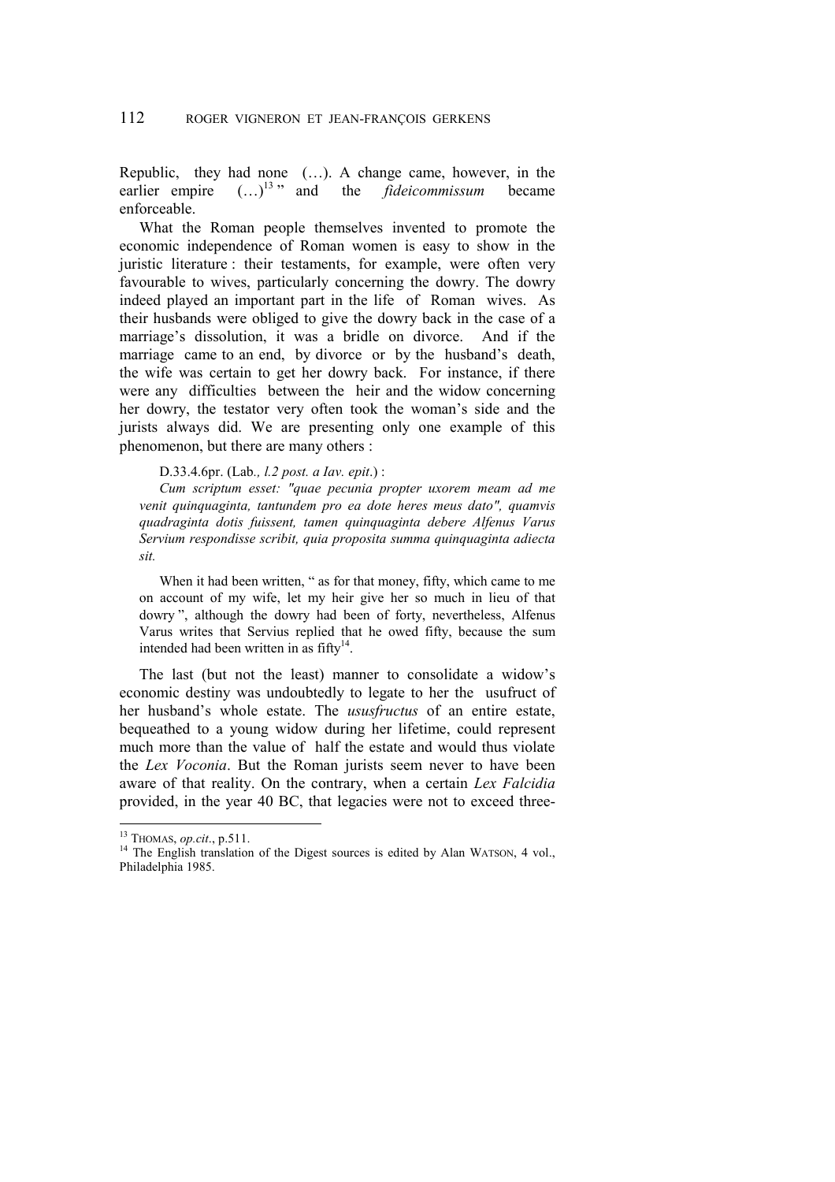Republic, they had none (…). A change came, however, in the earlier empire (…)[13] " and the *fideicommissum* became enforceable.

What the Roman people themselves invented to promote the economic independence of Roman women is easy to show in the juristic literature : their testaments, for example, were often very favourable to wives, particularly concerning the dowry. The dowry indeed played an important part in the life of Roman wives. As their husbands were obliged to give the dowry back in the case of a marriage's dissolution, it was a bridle on divorce. And if the marriage came to an end, by divorce or by the husband's death, the wife was certain to get her dowry back. For instance, if there were any difficulties between the heir and the widow concerning her dowry, the testator very often took the woman's side and the jurists always did. We are presenting only one example of this phenomenon, but there are many others :

> D.33.4.6pr. (Lab*., l.2 post. a Iav. epit*.) :
>
> *Cum scriptum esset: "quae pecunia propter uxorem meam ad me venit quinquaginta, tantundem pro ea dote heres meus dato", quamvis quadraginta dotis fuissent, tamen quinquaginta debere Alfenus Varus Servium respondisse scribit, quia proposita summa quinquaginta adiecta sit.*
>
> When it had been written, " as for that money, fifty, which came to me on account of my wife, let my heir give her so much in lieu of that dowry ", although the dowry had been of forty, nevertheless, Alfenus Varus writes that Servius replied that he owed fifty, because the sum intended had been written in as fifty[14].

The last (but not the least) manner to consolidate a widow's economic destiny was undoubtedly to legate to her the usufruct of her husband's whole estate. The *ususfructus* of an entire estate, bequeathed to a young widow during her lifetime, could represent much more than the value of half the estate and would thus violate the *Lex Voconia*. But the Roman jurists seem never to have been aware of that reality. On the contrary, when a certain *Lex Falcidia* provided, in the year 40 BC, that legacies were not to exceed three-

---

[13] THOMAS, *op.cit*., p.511.

[14] The English translation of the Digest sources is edited by Alan WATSON, 4 vol., Philadelphia 1985.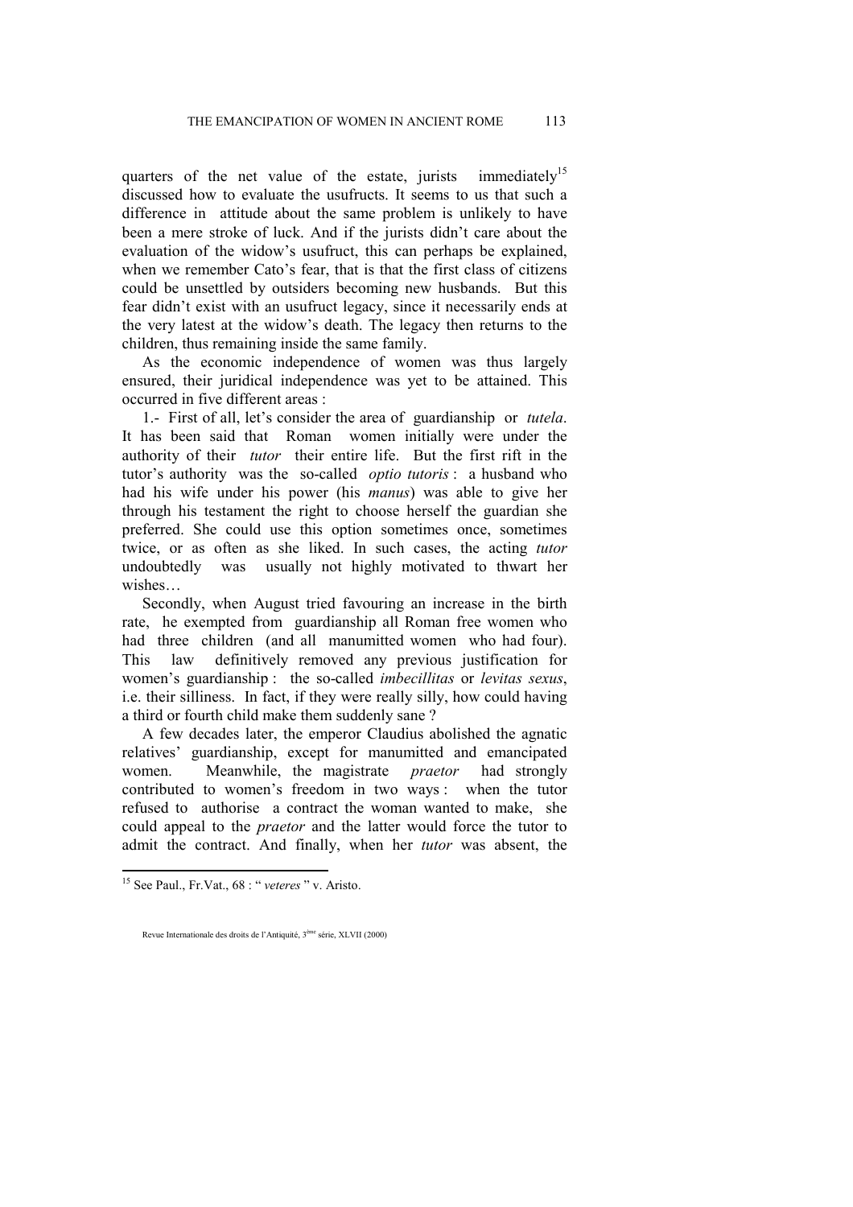quarters of the net value of the estate, jurists immediately[15] discussed how to evaluate the usufructs. It seems to us that such a difference in attitude about the same problem is unlikely to have been a mere stroke of luck. And if the jurists didn't care about the evaluation of the widow's usufruct, this can perhaps be explained, when we remember Cato's fear, that is that the first class of citizens could be unsettled by outsiders becoming new husbands. But this fear didn't exist with an usufruct legacy, since it necessarily ends at the very latest at the widow's death. The legacy then returns to the children, thus remaining inside the same family.

As the economic independence of women was thus largely ensured, their juridical independence was yet to be attained. This occurred in five different areas :

1.- First of all, let's consider the area of guardianship or *tutela*. It has been said that Roman women initially were under the authority of their *tutor* their entire life. But the first rift in the tutor's authority was the so-called *optio tutoris* : a husband who had his wife under his power (his *manus*) was able to give her through his testament the right to choose herself the guardian she preferred. She could use this option sometimes once, sometimes twice, or as often as she liked. In such cases, the acting *tutor* undoubtedly was usually not highly motivated to thwart her wishes…

Secondly, when August tried favouring an increase in the birth rate, he exempted from guardianship all Roman free women who had three children (and all manumitted women who had four). This law definitively removed any previous justification for women's guardianship : the so-called *imbecillitas* or *levitas sexus*, i.e. their silliness. In fact, if they were really silly, how could having a third or fourth child make them suddenly sane ?

A few decades later, the emperor Claudius abolished the agnatic relatives' guardianship, except for manumitted and emancipated women. Meanwhile, the magistrate *praetor* had strongly contributed to women's freedom in two ways : when the tutor refused to authorise a contract the woman wanted to make, she could appeal to the *praetor* and the latter would force the tutor to admit the contract. And finally, when her *tutor* was absent, the

[15] See Paul., Fr.Vat., 68 : " *veteres* " v. Aristo.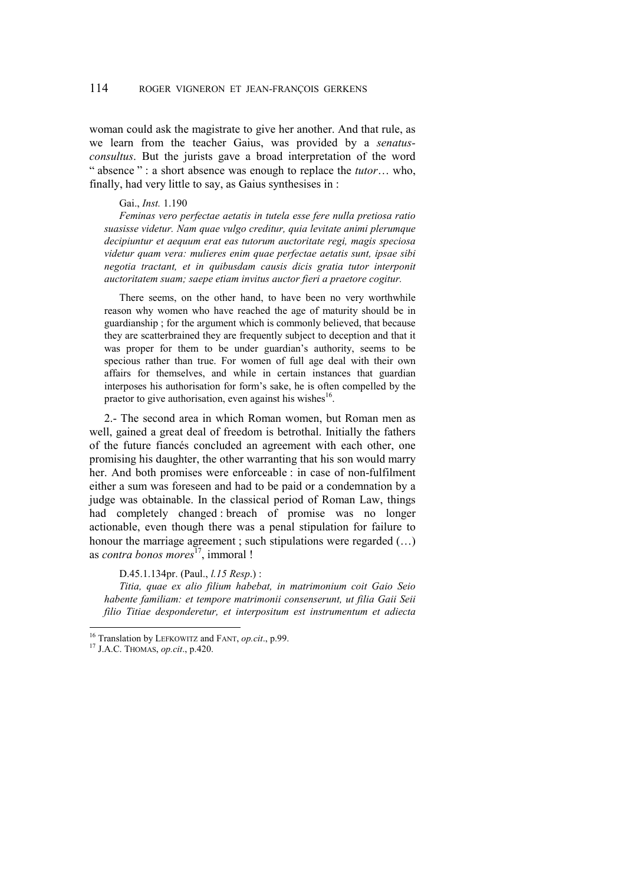woman could ask the magistrate to give her another. And that rule, as we learn from the teacher Gaius, was provided by a *senatus-consultus*. But the jurists gave a broad interpretation of the word " absence " : a short absence was enough to replace the *tutor*… who, finally, had very little to say, as Gaius synthesises in :

Gai., *Inst.* 1.190

*Feminas vero perfectae aetatis in tutela esse fere nulla pretiosa ratio suasisse videtur. Nam quae vulgo creditur, quia levitate animi plerumque decipiuntur et aequum erat eas tutorum auctoritate regi, magis speciosa videtur quam vera: mulieres enim quae perfectae aetatis sunt, ipsae sibi negotia tractant, et in quibusdam causis dicis gratia tutor interponit auctoritatem suam; saepe etiam invitus auctor fieri a praetore cogitur.*

There seems, on the other hand, to have been no very worthwhile reason why women who have reached the age of maturity should be in guardianship ; for the argument which is commonly believed, that because they are scatterbrained they are frequently subject to deception and that it was proper for them to be under guardian's authority, seems to be specious rather than true. For women of full age deal with their own affairs for themselves, and while in certain instances that guardian interposes his authorisation for form's sake, he is often compelled by the praetor to give authorisation, even against his wishes[16].

2.- The second area in which Roman women, but Roman men as well, gained a great deal of freedom is betrothal. Initially the fathers of the future fiancés concluded an agreement with each other, one promising his daughter, the other warranting that his son would marry her. And both promises were enforceable : in case of non-fulfilment either a sum was foreseen and had to be paid or a condemnation by a judge was obtainable. In the classical period of Roman Law, things had completely changed : breach of promise was no longer actionable, even though there was a penal stipulation for failure to honour the marriage agreement ; such stipulations were regarded (…) as *contra bonos mores*[17], immoral !

D.45.1.134pr. (Paul., *l.15 Resp*.) :

*Titia, quae ex alio filium habebat, in matrimonium coit Gaio Seio habente familiam: et tempore matrimonii consenserunt, ut filia Gaii Seii filio Titiae desponderetur, et interpositum est instrumentum et adiecta*

---

[16] Translation by LEFKOWITZ and FANT, *op.cit*., p.99.

[17] J.A.C. THOMAS, *op.cit*., p.420.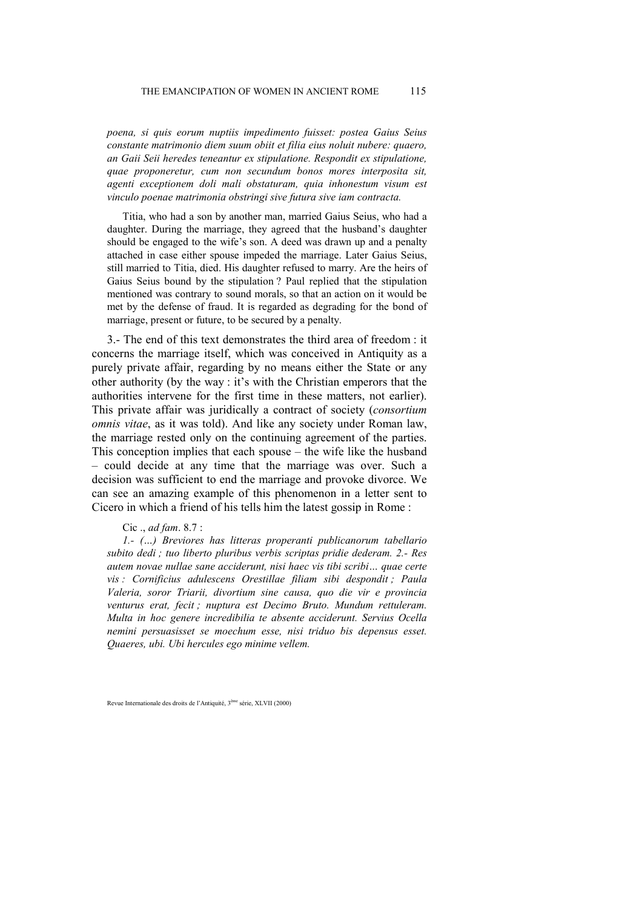*poena, si quis eorum nuptiis impedimento fuisset: postea Gaius Seius constante matrimonio diem suum obiit et filia eius noluit nubere: quaero, an Gaii Seii heredes teneantur ex stipulatione. Respondit ex stipulatione, quae proponeretur, cum non secundum bonos mores interposita sit, agenti exceptionem doli mali obstaturam, quia inhonestum visum est vinculo poenae matrimonia obstringi sive futura sive iam contracta.*

Titia, who had a son by another man, married Gaius Seius, who had a daughter. During the marriage, they agreed that the husband's daughter should be engaged to the wife's son. A deed was drawn up and a penalty attached in case either spouse impeded the marriage. Later Gaius Seius, still married to Titia, died. His daughter refused to marry. Are the heirs of Gaius Seius bound by the stipulation ? Paul replied that the stipulation mentioned was contrary to sound morals, so that an action on it would be met by the defense of fraud. It is regarded as degrading for the bond of marriage, present or future, to be secured by a penalty.

3.- The end of this text demonstrates the third area of freedom : it concerns the marriage itself, which was conceived in Antiquity as a purely private affair, regarding by no means either the State or any other authority (by the way : it's with the Christian emperors that the authorities intervene for the first time in these matters, not earlier). This private affair was juridically a contract of society (*consortium omnis vitae*, as it was told). And like any society under Roman law, the marriage rested only on the continuing agreement of the parties. This conception implies that each spouse – the wife like the husband – could decide at any time that the marriage was over. Such a decision was sufficient to end the marriage and provoke divorce. We can see an amazing example of this phenomenon in a letter sent to Cicero in which a friend of his tells him the latest gossip in Rome :

Cic ., *ad fam*. 8.7 :

*1.- (…) Breviores has litteras properanti publicanorum tabellario subito dedi ; tuo liberto pluribus verbis scriptas pridie dederam. 2.- Res autem novae nullae sane acciderunt, nisi haec vis tibi scribi… quae certe vis : Cornificius adulescens Orestillae filiam sibi despondit ; Paula Valeria, soror Triarii, divortium sine causa, quo die vir e provincia venturus erat, fecit ; nuptura est Decimo Bruto. Mundum rettuleram. Multa in hoc genere incredibilia te absente acciderunt. Servius Ocella nemini persuasisset se moechum esse, nisi triduo bis depensus esset. Quaeres, ubi. Ubi hercules ego minime vellem.*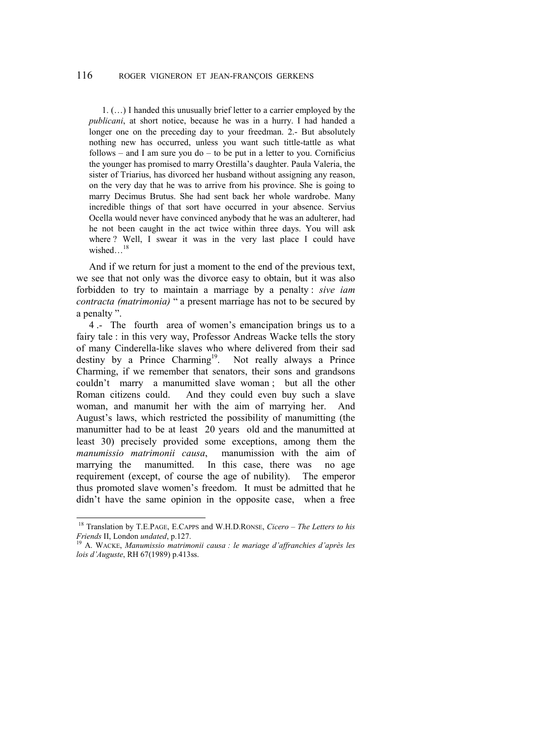> 1. (…) I handed this unusually brief letter to a carrier employed by the *publicani*, at short notice, because he was in a hurry. I had handed a longer one on the preceding day to your freedman. 2.- But absolutely nothing new has occurred, unless you want such tittle-tattle as what follows – and I am sure you do – to be put in a letter to you. Cornificius the younger has promised to marry Orestilla's daughter. Paula Valeria, the sister of Triarius, has divorced her husband without assigning any reason, on the very day that he was to arrive from his province. She is going to marry Decimus Brutus. She had sent back her whole wardrobe. Many incredible things of that sort have occurred in your absence. Servius Ocella would never have convinced anybody that he was an adulterer, had he not been caught in the act twice within three days. You will ask where ? Well, I swear it was in the very last place I could have wished…[18]

And if we return for just a moment to the end of the previous text, we see that not only was the divorce easy to obtain, but it was also forbidden to try to maintain a marriage by a penalty : *sive iam contracta (matrimonia)* " a present marriage has not to be secured by a penalty ".

4 .- The fourth area of women's emancipation brings us to a fairy tale : in this very way, Professor Andreas Wacke tells the story of many Cinderella-like slaves who where delivered from their sad destiny by a Prince Charming[19]. Not really always a Prince Charming, if we remember that senators, their sons and grandsons couldn't marry a manumitted slave woman ; but all the other Roman citizens could. And they could even buy such a slave woman, and manumit her with the aim of marrying her. And August's laws, which restricted the possibility of manumitting (the manumitter had to be at least 20 years old and the manumitted at least 30) precisely provided some exceptions, among them the *manumissio matrimonii causa*, manumission with the aim of marrying the manumitted. In this case, there was no age requirement (except, of course the age of nubility). The emperor thus promoted slave women's freedom. It must be admitted that he didn't have the same opinion in the opposite case, when a free

---

[18] Translation by T.E.PAGE, E.CAPPS and W.H.D.RONSE, *Cicero – The Letters to his Friends* II, London *undated*, p.127.

[19] A. WACKE, *Manumissio matrimonii causa : le mariage d'affranchies d'après les lois d'Auguste*, RH 67(1989) p.413ss.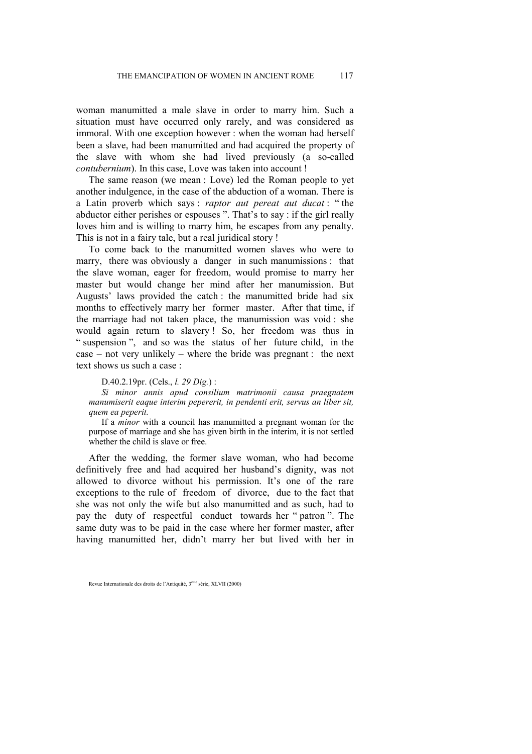woman manumitted a male slave in order to marry him. Such a situation must have occurred only rarely, and was considered as immoral. With one exception however : when the woman had herself been a slave, had been manumitted and had acquired the property of the slave with whom she had lived previously (a so-called *contubernium*). In this case, Love was taken into account !

The same reason (we mean : Love) led the Roman people to yet another indulgence, in the case of the abduction of a woman. There is a Latin proverb which says : *raptor aut pereat aut ducat* : " the abductor either perishes or espouses ". That's to say : if the girl really loves him and is willing to marry him, he escapes from any penalty. This is not in a fairy tale, but a real juridical story !

To come back to the manumitted women slaves who were to marry, there was obviously a danger in such manumissions : that the slave woman, eager for freedom, would promise to marry her master but would change her mind after her manumission. But Augusts' laws provided the catch : the manumitted bride had six months to effectively marry her former master. After that time, if the marriage had not taken place, the manumission was void : she would again return to slavery ! So, her freedom was thus in " suspension ", and so was the status of her future child, in the case – not very unlikely – where the bride was pregnant : the next text shows us such a case :

> D.40.2.19pr. (Cels., *l. 29 Dig.*) :
>
> *Si minor annis apud consilium matrimonii causa praegnatem manumiserit eaque interim pepererit, in pendenti erit, servus an liber sit, quem ea peperit.*
>
> If a *minor* with a council has manumitted a pregnant woman for the purpose of marriage and she has given birth in the interim, it is not settled whether the child is slave or free.

After the wedding, the former slave woman, who had become definitively free and had acquired her husband's dignity, was not allowed to divorce without his permission. It's one of the rare exceptions to the rule of freedom of divorce, due to the fact that she was not only the wife but also manumitted and as such, had to pay the duty of respectful conduct towards her " patron ". The same duty was to be paid in the case where her former master, after having manumitted her, didn't marry her but lived with her in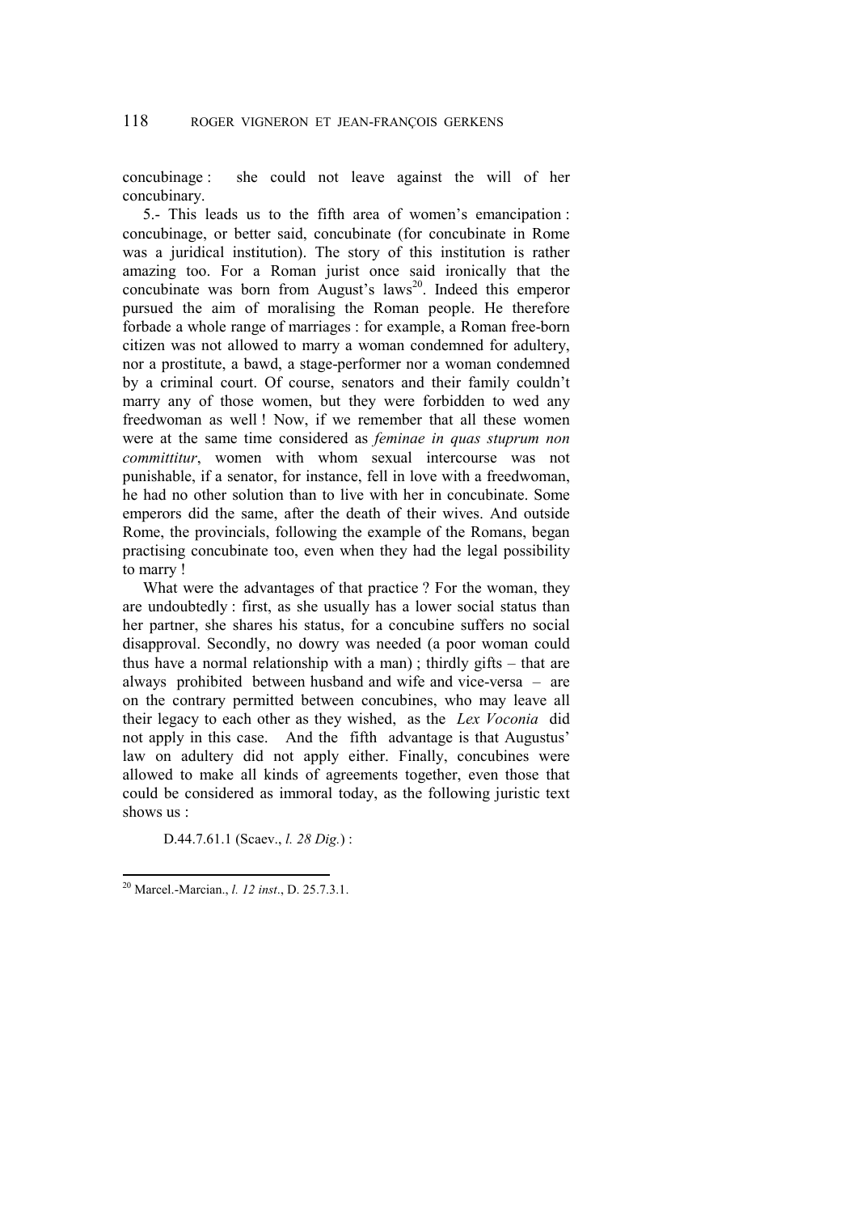concubinage : she could not leave against the will of her concubinary.

5.- This leads us to the fifth area of women's emancipation : concubinage, or better said, concubinate (for concubinate in Rome was a juridical institution). The story of this institution is rather amazing too. For a Roman jurist once said ironically that the concubinate was born from August's laws[20]. Indeed this emperor pursued the aim of moralising the Roman people. He therefore forbade a whole range of marriages : for example, a Roman free-born citizen was not allowed to marry a woman condemned for adultery, nor a prostitute, a bawd, a stage-performer nor a woman condemned by a criminal court. Of course, senators and their family couldn't marry any of those women, but they were forbidden to wed any freedwoman as well ! Now, if we remember that all these women were at the same time considered as *feminae in quas stuprum non committitur*, women with whom sexual intercourse was not punishable, if a senator, for instance, fell in love with a freedwoman, he had no other solution than to live with her in concubinate. Some emperors did the same, after the death of their wives. And outside Rome, the provincials, following the example of the Romans, began practising concubinate too, even when they had the legal possibility to marry !

What were the advantages of that practice ? For the woman, they are undoubtedly : first, as she usually has a lower social status than her partner, she shares his status, for a concubine suffers no social disapproval. Secondly, no dowry was needed (a poor woman could thus have a normal relationship with a man) ; thirdly gifts – that are always prohibited between husband and wife and vice-versa – are on the contrary permitted between concubines, who may leave all their legacy to each other as they wished, as the *Lex Voconia* did not apply in this case. And the fifth advantage is that Augustus' law on adultery did not apply either. Finally, concubines were allowed to make all kinds of agreements together, even those that could be considered as immoral today, as the following juristic text shows us :

D.44.7.61.1 (Scaev., *l. 28 Dig.*) :

---

[20] Marcel.-Marcian., *l. 12 inst*., D. 25.7.3.1.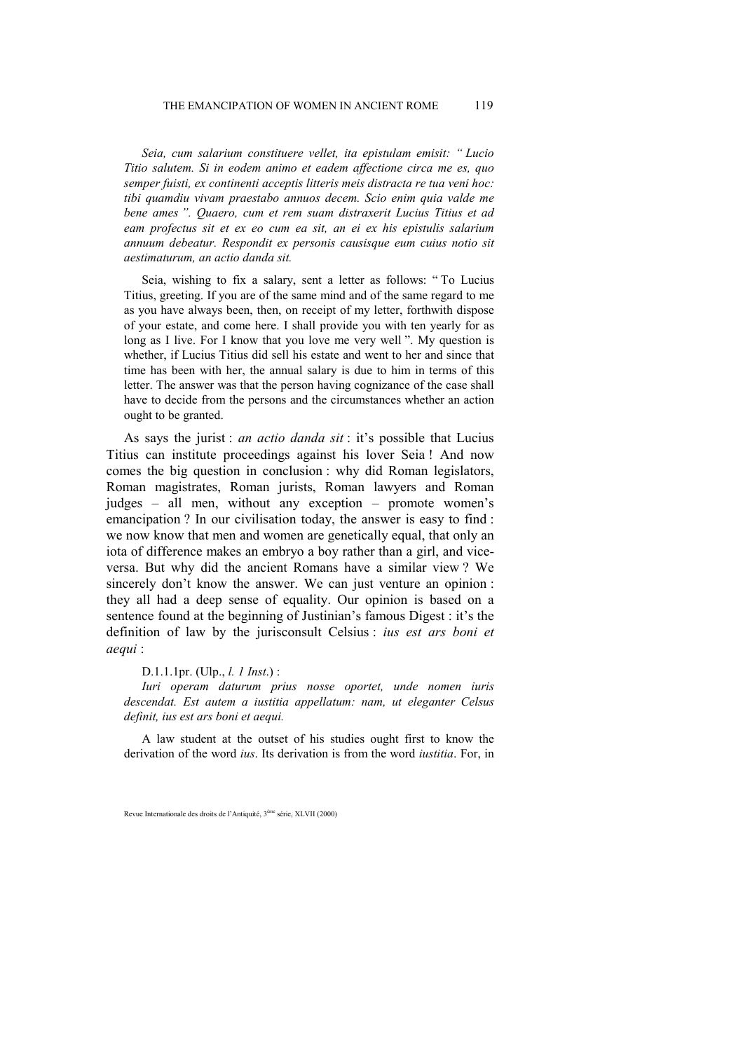*Seia, cum salarium constituere vellet, ita epistulam emisit: " Lucio Titio salutem. Si in eodem animo et eadem affectione circa me es, quo semper fuisti, ex continenti acceptis litteris meis distracta re tua veni hoc: tibi quamdiu vivam praestabo annuos decem. Scio enim quia valde me bene ames ". Quaero, cum et rem suam distraxerit Lucius Titius et ad eam profectus sit et ex eo cum ea sit, an ei ex his epistulis salarium annuum debeatur. Respondit ex personis causisque eum cuius notio sit aestimaturum, an actio danda sit.*

Seia, wishing to fix a salary, sent a letter as follows: " To Lucius Titius, greeting. If you are of the same mind and of the same regard to me as you have always been, then, on receipt of my letter, forthwith dispose of your estate, and come here. I shall provide you with ten yearly for as long as I live. For I know that you love me very well ". My question is whether, if Lucius Titius did sell his estate and went to her and since that time has been with her, the annual salary is due to him in terms of this letter. The answer was that the person having cognizance of the case shall have to decide from the persons and the circumstances whether an action ought to be granted.

As says the jurist : *an actio danda sit* : it's possible that Lucius Titius can institute proceedings against his lover Seia ! And now comes the big question in conclusion : why did Roman legislators, Roman magistrates, Roman jurists, Roman lawyers and Roman judges – all men, without any exception – promote women's emancipation ? In our civilisation today, the answer is easy to find : we now know that men and women are genetically equal, that only an iota of difference makes an embryo a boy rather than a girl, and vice-versa. But why did the ancient Romans have a similar view ? We sincerely don't know the answer. We can just venture an opinion : they all had a deep sense of equality. Our opinion is based on a sentence found at the beginning of Justinian's famous Digest : it's the definition of law by the jurisconsult Celsius : *ius est ars boni et aequi* :

D.1.1.1pr. (Ulp., *l. 1 Inst*.) :

*Iuri operam daturum prius nosse oportet, unde nomen iuris descendat. Est autem a iustitia appellatum: nam, ut eleganter Celsus definit, ius est ars boni et aequi.*

A law student at the outset of his studies ought first to know the derivation of the word *ius*. Its derivation is from the word *iustitia*. For, in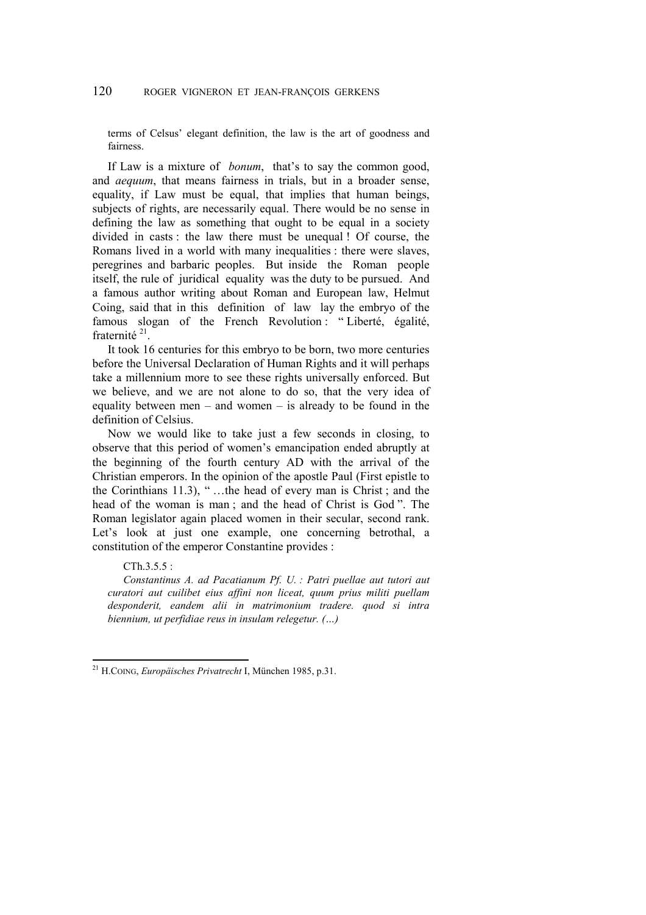terms of Celsus' elegant definition, the law is the art of goodness and fairness.

If Law is a mixture of *bonum*, that's to say the common good, and *aequum*, that means fairness in trials, but in a broader sense, equality, if Law must be equal, that implies that human beings, subjects of rights, are necessarily equal. There would be no sense in defining the law as something that ought to be equal in a society divided in casts : the law there must be unequal ! Of course, the Romans lived in a world with many inequalities : there were slaves, peregrines and barbaric peoples. But inside the Roman people itself, the rule of juridical equality was the duty to be pursued. And a famous author writing about Roman and European law, Helmut Coing, said that in this definition of law lay the embryo of the famous slogan of the French Revolution : " Liberté, égalité, fraternité [21].

It took 16 centuries for this embryo to be born, two more centuries before the Universal Declaration of Human Rights and it will perhaps take a millennium more to see these rights universally enforced. But we believe, and we are not alone to do so, that the very idea of equality between men – and women – is already to be found in the definition of Celsius.

Now we would like to take just a few seconds in closing, to observe that this period of women's emancipation ended abruptly at the beginning of the fourth century AD with the arrival of the Christian emperors. In the opinion of the apostle Paul (First epistle to the Corinthians 11.3), " …the head of every man is Christ ; and the head of the woman is man ; and the head of Christ is God ". The Roman legislator again placed women in their secular, second rank. Let's look at just one example, one concerning betrothal, a constitution of the emperor Constantine provides :

CTh.3.5.5 :

*Constantinus A. ad Pacatianum Pf. U. : Patri puellae aut tutori aut curatori aut cuilibet eius affini non liceat, quum prius militi puellam desponderit, eandem alii in matrimonium tradere. quod si intra biennium, ut perfidiae reus in insulam relegetur. (…)*

---

[21] H.COING, *Europäisches Privatrecht* I, München 1985, p.31.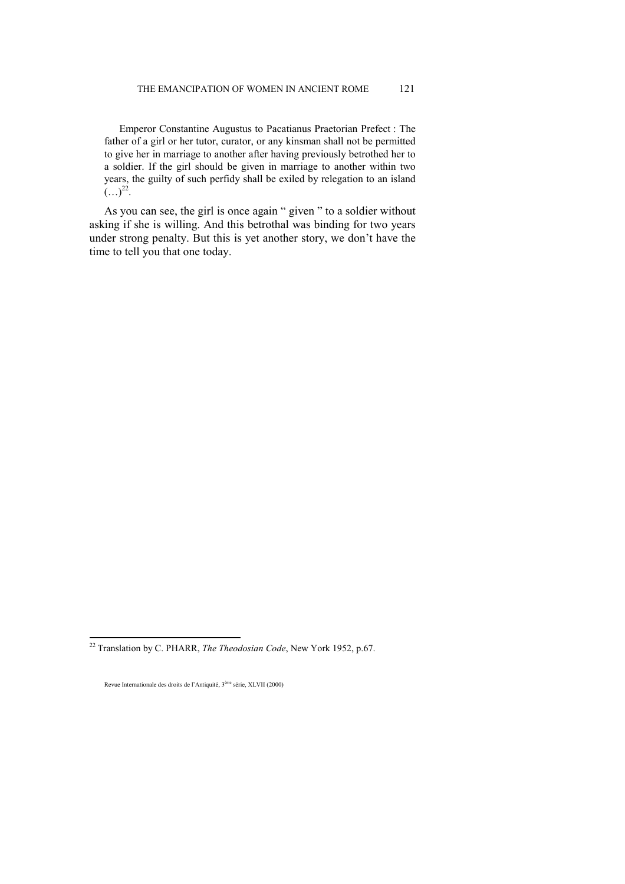> Emperor Constantine Augustus to Pacatianus Praetorian Prefect : The father of a girl or her tutor, curator, or any kinsman shall not be permitted to give her in marriage to another after having previously betrothed her to a soldier. If the girl should be given in marriage to another within two years, the guilty of such perfidy shall be exiled by relegation to an island (…)[22].

As you can see, the girl is once again " given " to a soldier without asking if she is willing. And this betrothal was binding for two years under strong penalty. But this is yet another story, we don't have the time to tell you that one today.

---

[22] Translation by C. PHARR, *The Theodosian Code*, New York 1952, p.67.